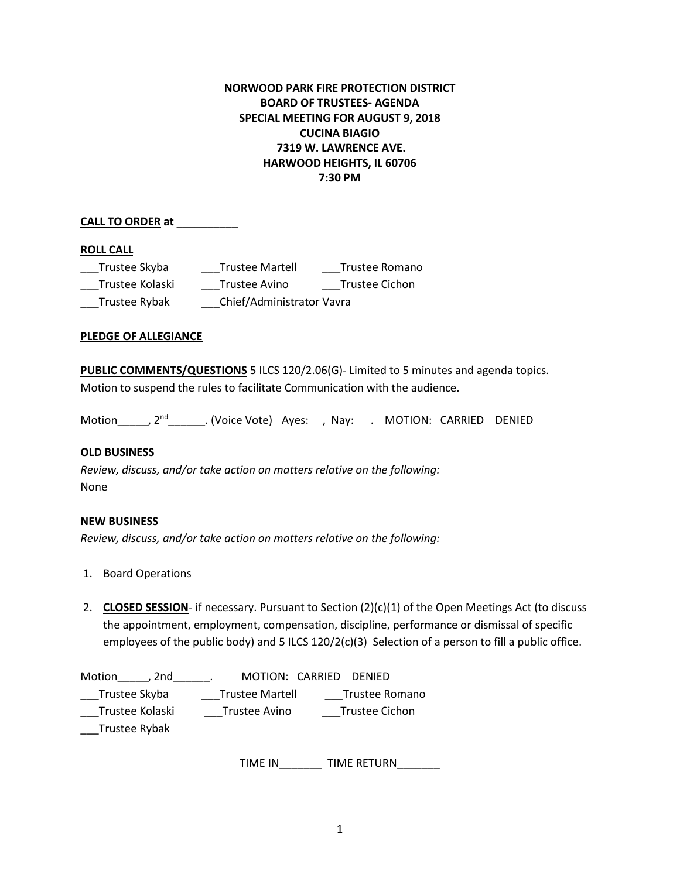**NORWOOD PARK FIRE PROTECTION DISTRICT**
**BOARD OF TRUSTEES- AGENDA**
**SPECIAL MEETING FOR AUGUST 9, 2018**
**CUCINA BIAGIO**
**7319 W. LAWRENCE AVE.**
**HARWOOD HEIGHTS, IL 60706**
**7:30 PM**

**CALL TO ORDER at** __________

**ROLL CALL**

___Trustee Skyba ___Trustee Martell ___Trustee Romano
___Trustee Kolaski ___Trustee Avino ___Trustee Cichon
___Trustee Rybak ___Chief/Administrator Vavra

**PLEDGE OF ALLEGIANCE**

**PUBLIC COMMENTS/QUESTIONS** 5 ILCS 120/2.06(G)- Limited to 5 minutes and agenda topics.
Motion to suspend the rules to facilitate Communication with the audience.

Motion_____, 2nd______. (Voice Vote) Ayes:__, Nay:___. MOTION: CARRIED DENIED

**OLD BUSINESS**

*Review, discuss, and/or take action on matters relative on the following:*
None

**NEW BUSINESS**

*Review, discuss, and/or take action on matters relative on the following:*

1. Board Operations

2. **CLOSED SESSION**- if necessary. Pursuant to Section (2)(c)(1) of the Open Meetings Act (to discuss the appointment, employment, compensation, discipline, performance or dismissal of specific employees of the public body) and 5 ILCS 120/2(c)(3) Selection of a person to fill a public office.

Motion_____, 2nd______. MOTION: CARRIED DENIED
___Trustee Skyba ___Trustee Martell ___Trustee Romano
___Trustee Kolaski ___Trustee Avino ___Trustee Cichon
___Trustee Rybak

TIME IN_______ TIME RETURN_______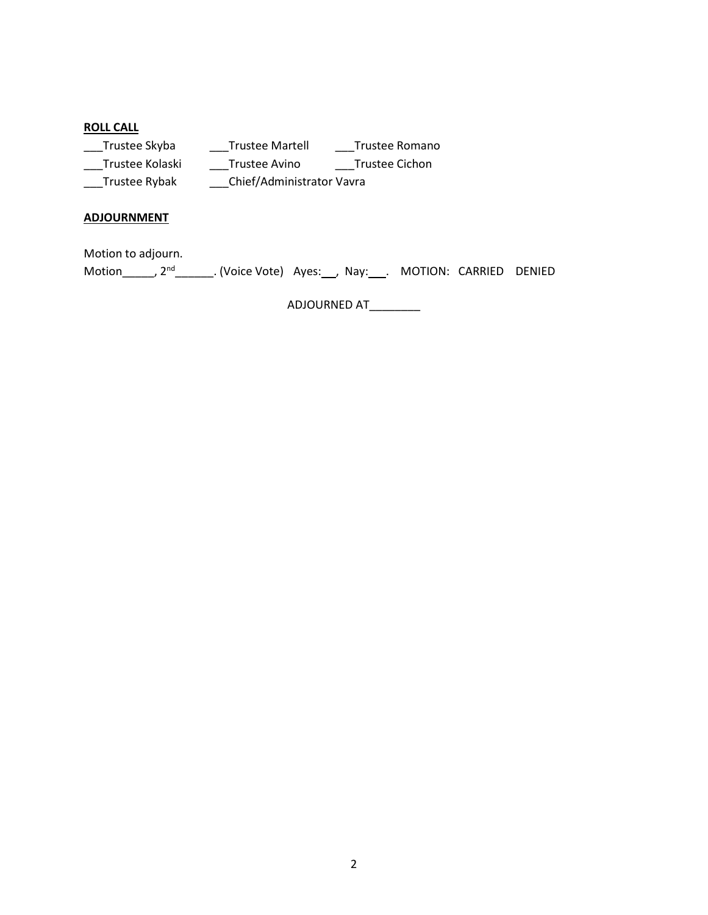**ROLL CALL**

___Trustee Skyba ___Trustee Martell ___Trustee Romano

___Trustee Kolaski ___Trustee Avino ___Trustee Cichon

___Trustee Rybak ___Chief/Administrator Vavra

**ADJOURNMENT**

Motion to adjourn.

Motion_____, 2nd______. (Voice Vote) Ayes:__, Nay:___. MOTION: CARRIED DENIED

ADJOURNED AT________